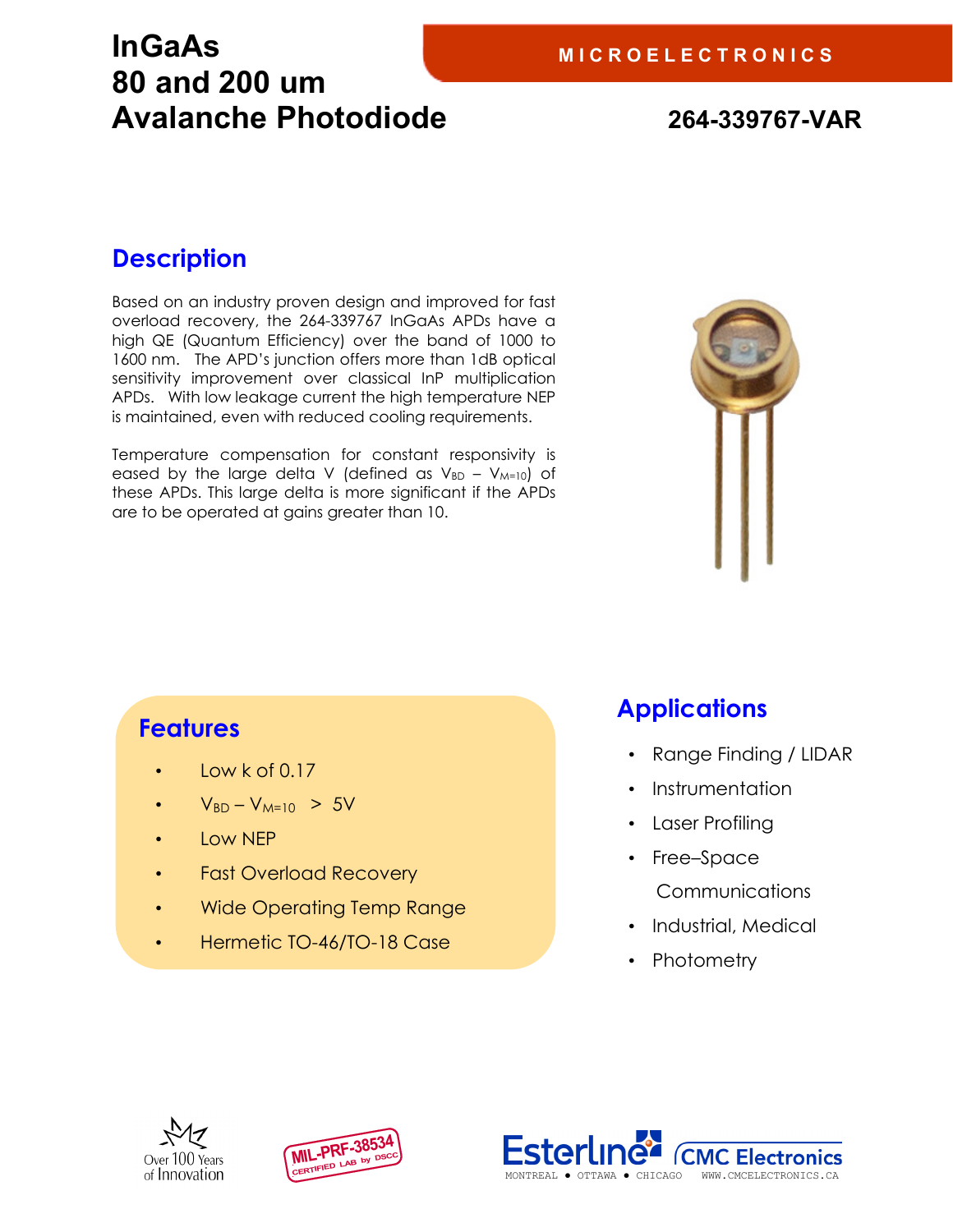# InGaAs 80 and 200 um Avalanche Photodiode

MICROELECTRONICS

**264-339767-VAR**

## Description

Based on an industry proven design and improved for fast overload recovery, the 264-339767 InGaAs APDs have a high QE (Quantum Efficiency) over the band of 1000 to 1600 nm. The APD's junction offers more than 1dB optical sensitivity improvement over classical InP multiplication APDs. With low leakage current the high temperature NEP is maintained, even with reduced cooling requirements.

Temperature compensation for constant responsivity is eased by the large delta V (defined as $V_{BD} - V_{M=10}$) of these APDs. This large delta is more significant if the APDs are to be operated at gains greater than 10.

## Features

- Low k of 0.17
- $V_{BD} - V_{M=10} > 5V$
- Low NEP
- Fast Overload Recovery
- Wide Operating Temp Range
- Hermetic TO-46/TO-18 Case

## Applications

- Range Finding / LIDAR
- Instrumentation
- Laser Profiling
- Free–Space Communications
- Industrial, Medical
- Photometry

Over 100 Years of Innovation

MIL-PRF-38534 CERTIFIED LAB by DSCC

Esterline CMC Electronics

MONTREAL • OTTAWA • CHICAGO WWW.CMCELECTRONICS.CA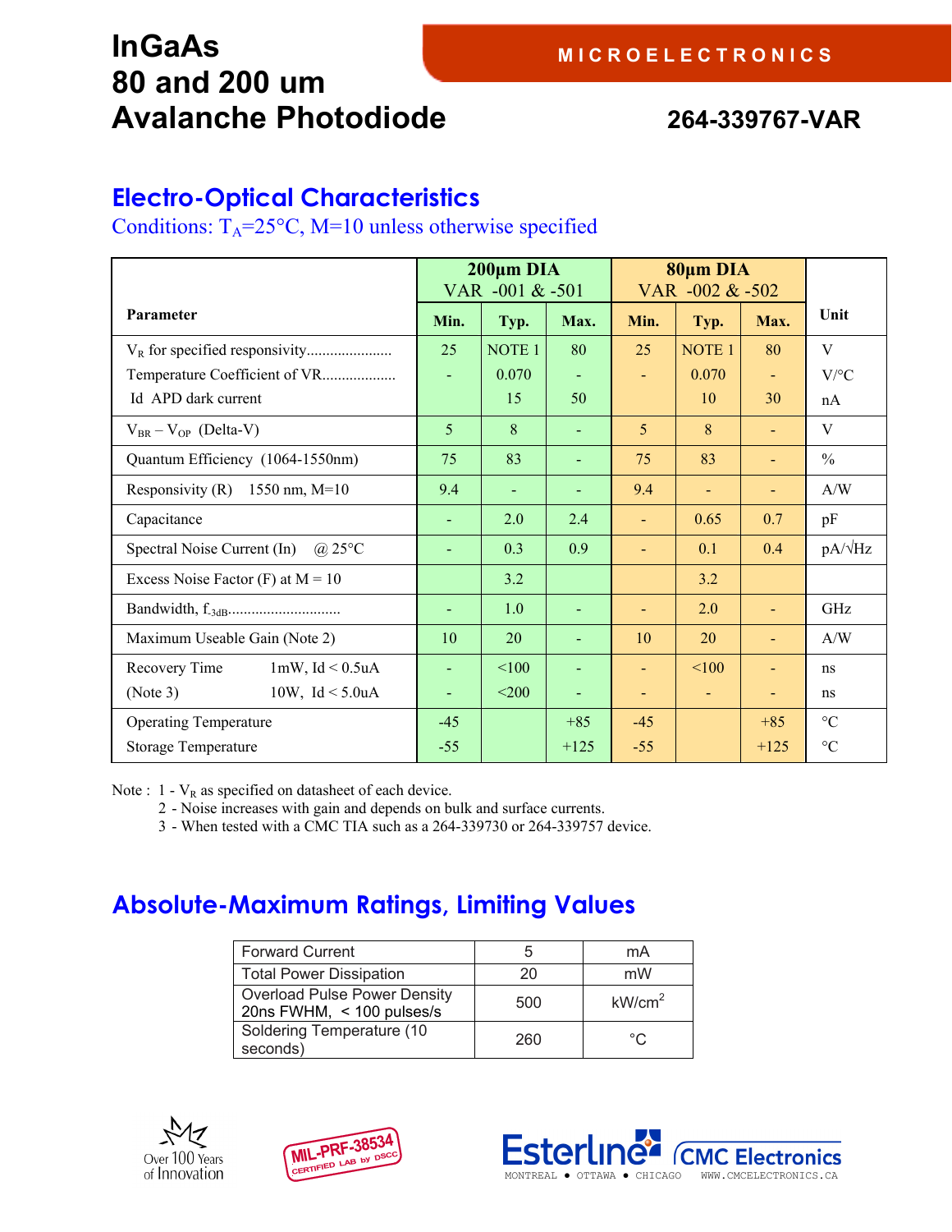# InGaAs 80 and 200 um Avalanche Photodiode

MICROELECTRONICS

**264-339767-VAR**

## Electro-Optical Characteristics

Conditions: $T_A$=25°C, M=10 unless otherwise specified

| Parameter | 200µm DIA VAR -001 & -501 | | | 80µm DIA VAR -002 & -502 | | | Unit |
|---|---|---|---|---|---|---|---|
| | Min. | Typ. | Max. | Min. | Typ. | Max. | |
| $V_R$ for specified responsivity...................... | 25 | NOTE 1 | 80 | 25 | NOTE 1 | 80 | V |
| Temperature Coefficient of VR................... | - | 0.070 | - | - | 0.070 | - | V/°C |
| Id APD dark current | | 15 | 50 | | 10 | 30 | nA |
| $V_{BR} - V_{OP}$ (Delta-V) | 5 | 8 | - | 5 | 8 | - | V |
| Quantum Efficiency (1064-1550nm) | 75 | 83 | - | 75 | 83 | - | % |
| Responsivity (R) 1550 nm, M=10 | 9.4 | - | - | 9.4 | - | - | A/W |
| Capacitance | - | 2.0 | 2.4 | - | 0.65 | 0.7 | pF |
| Spectral Noise Current (In) @ 25°C | - | 0.3 | 0.9 | - | 0.1 | 0.4 | pA/√Hz |
| Excess Noise Factor (F) at M = 10 | | 3.2 | | | 3.2 | | |
| Bandwidth, $f_{-3dB}$............................. | - | 1.0 | - | - | 2.0 | - | GHz |
| Maximum Useable Gain (Note 2) | 10 | 20 | - | 10 | 20 | - | A/W |
| Recovery Time 1mW, Id < 0.5uA | - | <100 | - | - | <100 | - | ns |
| (Note 3) 10W, Id < 5.0uA | - | <200 | - | - | - | - | ns |
| Operating Temperature | -45 | | +85 | -45 | | +85 | °C |
| Storage Temperature | -55 | | +125 | -55 | | +125 | °C |

Note : 1 - $V_R$ as specified on datasheet of each device.
2 - Noise increases with gain and depends on bulk and surface currents.
3 - When tested with a CMC TIA such as a 264-339730 or 264-339757 device.

## Absolute-Maximum Ratings, Limiting Values

| Parameter | Value | Unit |
|---|---|---|
| Forward Current | 5 | mA |
| Total Power Dissipation | 20 | mW |
| Overload Pulse Power Density 20ns FWHM, < 100 pulses/s | 500 | kW/cm$^2$ |
| Soldering Temperature (10 seconds) | 260 | °C |

Over 100 Years of Innovation

MIL-PRF-38534 CERTIFIED LAB by DSCC

Esterline | CMC Electronics
MONTREAL • OTTAWA • CHICAGO WWW.CMCELECTRONICS.CA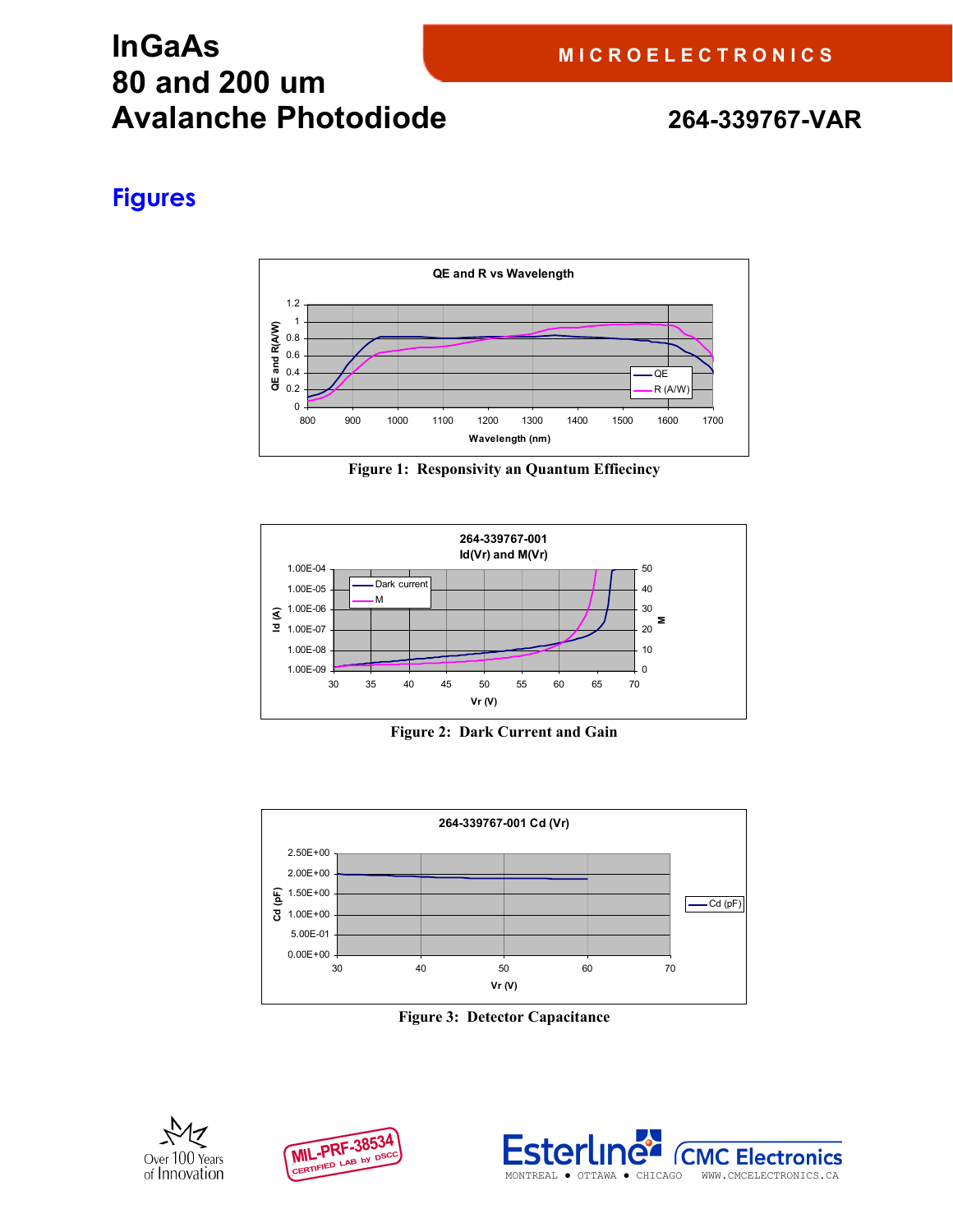# InGaAs 80 and 200 um Avalanche Photodiode

**264-339767-VAR**

## Figures

Figure 1: Responsivity an Quantum Effiecincy

Figure 2: Dark Current and Gain

Figure 3: Detector Capacitance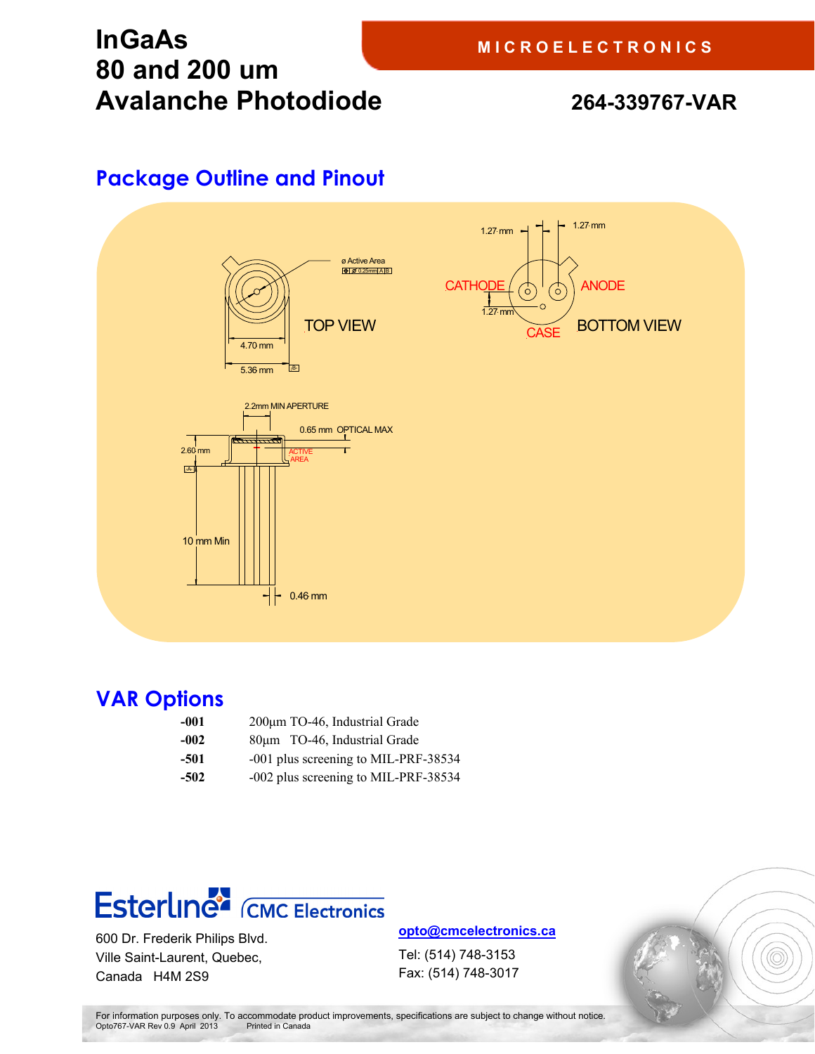# InGaAs 80 and 200 um Avalanche Photodiode

MICROELECTRONICS

**264-339767-VAR**

## Package Outline and Pinout

ø Active Area

⊕ ø 0.25mm A B

TOP VIEW

4.70 mm

5.36 mm

B

1.27 mm

1.27 mm

CATHODE

ANODE

1.27 mm

CASE

BOTTOM VIEW

2.2mm MIN APERTURE

0.65 mm OPTICAL MAX

2.60 mm

A

ACTIVE AREA

10 mm Min

0.46 mm

## VAR Options

| | |
|---|---|
| **-001** | 200µm TO-46, Industrial Grade |
| **-002** | 80µm TO-46, Industrial Grade |
| **-501** | -001 plus screening to MIL-PRF-38534 |
| **-502** | -002 plus screening to MIL-PRF-38534 |

Esterline CMC Electronics

600 Dr. Frederik Philips Blvd.
Ville Saint-Laurent, Quebec,
Canada H4M 2S9

**opto@cmcelectronics.ca**

Tel: (514) 748-3153
Fax: (514) 748-3017

For information purposes only. To accommodate product improvements, specifications are subject to change without notice.
Opto767-VAR Rev 0.9 April 2013 Printed in Canada